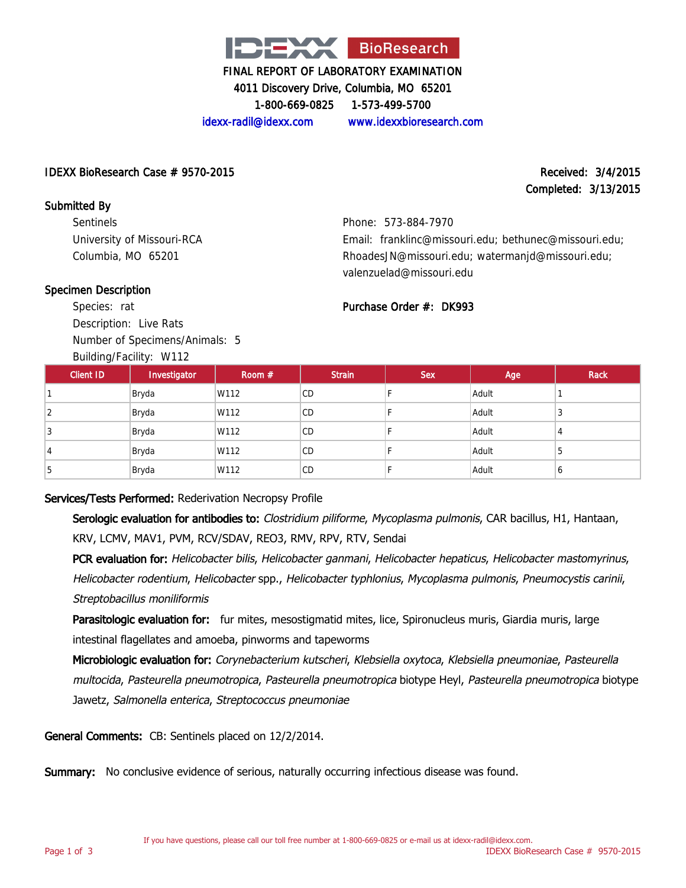IDEXX BioResearch

FINAL REPORT OF LABORATORY EXAMINATION

4011 Discovery Drive, Columbia, MO 65201

1-800-669-0825 1-573-499-5700

idexx-radil@idexx.com www.idexxbioresearch.com

**IDEXX BioResearch Case # 9570-2015**

Received: 3/4/2015
Completed: 3/13/2015

**Submitted By**

Sentinels
University of Missouri-RCA
Columbia, MO 65201

Phone: 573-884-7970
Email: franklinc@missouri.edu; bethunec@missouri.edu; RhoadesJN@missouri.edu; watermanjd@missouri.edu; valenzuelad@missouri.edu

**Specimen Description**

Species: rat
Description: Live Rats
Number of Specimens/Animals: 5
Building/Facility: W112

**Purchase Order #: DK993**

| Client ID | Investigator | Room # | Strain | Sex | Age | Rack |
|---|---|---|---|---|---|---|
| 1 | Bryda | W112 | CD | F | Adult | 1 |
| 2 | Bryda | W112 | CD | F | Adult | 3 |
| 3 | Bryda | W112 | CD | F | Adult | 4 |
| 4 | Bryda | W112 | CD | F | Adult | 5 |
| 5 | Bryda | W112 | CD | F | Adult | 6 |

**Services/Tests Performed:** Rederivation Necropsy Profile

**Serologic evaluation for antibodies to:** *Clostridium piliforme*, *Mycoplasma pulmonis*, CAR bacillus, H1, Hantaan, KRV, LCMV, MAV1, PVM, RCV/SDAV, REO3, RMV, RPV, RTV, Sendai

**PCR evaluation for:** *Helicobacter bilis*, *Helicobacter ganmani*, *Helicobacter hepaticus*, *Helicobacter mastomyrinus*, *Helicobacter rodentium*, *Helicobacter* spp., *Helicobacter typhlonius*, *Mycoplasma pulmonis*, *Pneumocystis carinii*, *Streptobacillus moniliformis*

**Parasitologic evaluation for:** fur mites, mesostigmatid mites, lice, Spironucleus muris, Giardia muris, large intestinal flagellates and amoeba, pinworms and tapeworms

**Microbiologic evaluation for:** *Corynebacterium kutscheri*, *Klebsiella oxytoca*, *Klebsiella pneumoniae*, *Pasteurella multocida*, *Pasteurella pneumotropica*, *Pasteurella pneumotropica* biotype Heyl, *Pasteurella pneumotropica* biotype Jawetz, *Salmonella enterica*, *Streptococcus pneumoniae*

**General Comments:** CB: Sentinels placed on 12/2/2014.

**Summary:** No conclusive evidence of serious, naturally occurring infectious disease was found.

If you have questions, please call our toll free number at 1-800-669-0825 or e-mail us at idexx-radil@idexx.com.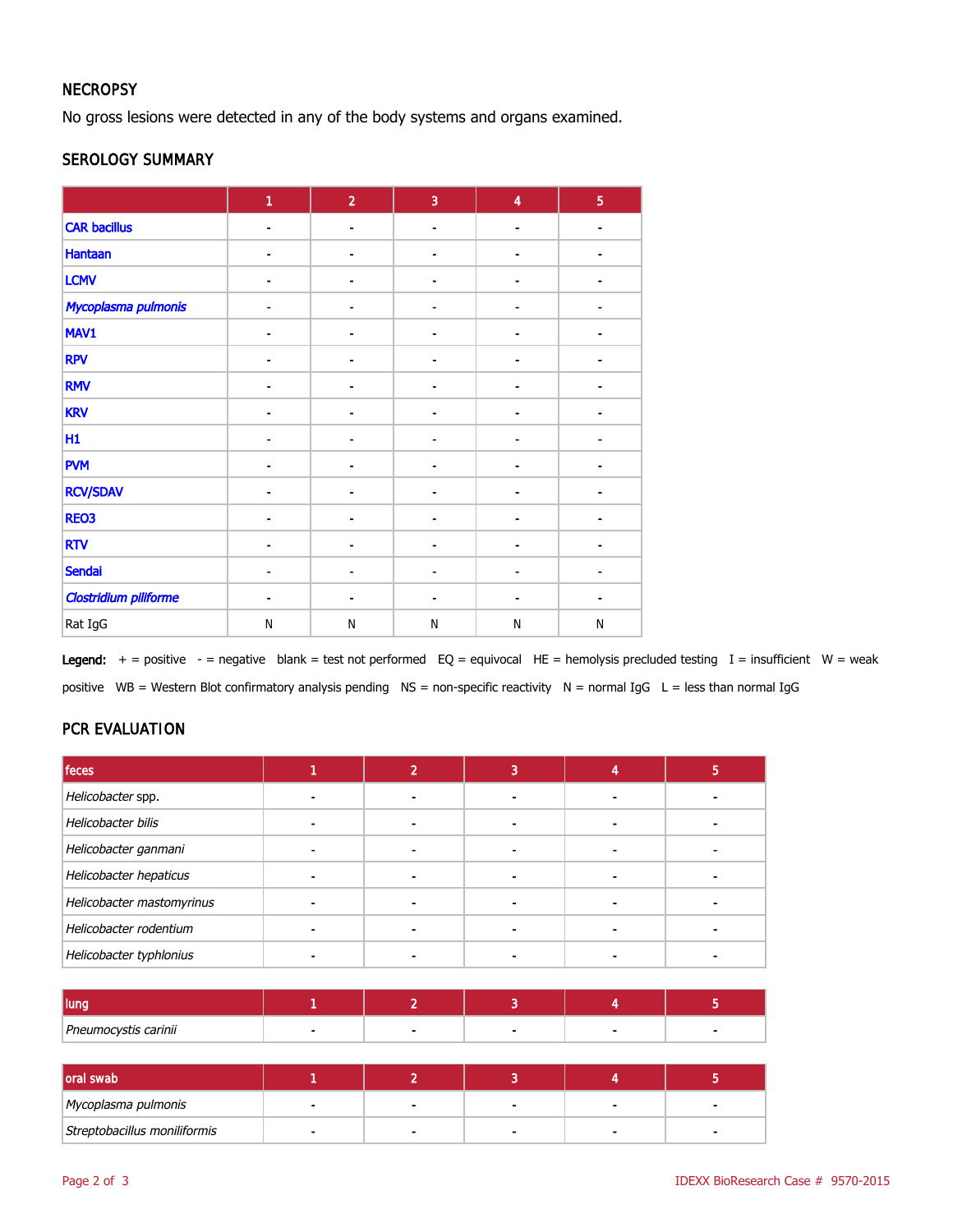## NECROPSY

No gross lesions were detected in any of the body systems and organs examined.

## SEROLOGY SUMMARY

| | 1 | 2 | 3 | 4 | 5 |
|---|---|---|---|---|---|
| CAR bacillus | - | - | - | - | - |
| Hantaan | - | - | - | - | - |
| LCMV | - | - | - | - | - |
| *Mycoplasma pulmonis* | - | - | - | - | - |
| MAV1 | - | - | - | - | - |
| RPV | - | - | - | - | - |
| RMV | - | - | - | - | - |
| KRV | - | - | - | - | - |
| H1 | - | - | - | - | - |
| PVM | - | - | - | - | - |
| RCV/SDAV | - | - | - | - | - |
| REO3 | - | - | - | - | - |
| RTV | - | - | - | - | - |
| Sendai | - | - | - | - | - |
| *Clostridium piliforme* | - | - | - | - | - |
| Rat IgG | N | N | N | N | N |

**Legend:** + = positive - = negative blank = test not performed EQ = equivocal HE = hemolysis precluded testing I = insufficient W = weak positive WB = Western Blot confirmatory analysis pending NS = non-specific reactivity N = normal IgG L = less than normal IgG

## PCR EVALUATION

| feces | 1 | 2 | 3 | 4 | 5 |
|---|---|---|---|---|---|
| *Helicobacter* spp. | - | - | - | - | - |
| *Helicobacter bilis* | - | - | - | - | - |
| *Helicobacter ganmani* | - | - | - | - | - |
| *Helicobacter hepaticus* | - | - | - | - | - |
| *Helicobacter mastomyrinus* | - | - | - | - | - |
| *Helicobacter rodentium* | - | - | - | - | - |
| *Helicobacter typhlonius* | - | - | - | - | - |

| lung | 1 | 2 | 3 | 4 | 5 |
|---|---|---|---|---|---|
| *Pneumocystis carinii* | - | - | - | - | - |

| oral swab | 1 | 2 | 3 | 4 | 5 |
|---|---|---|---|---|---|
| *Mycoplasma pulmonis* | - | - | - | - | - |
| *Streptobacillus moniliformis* | - | - | - | - | - |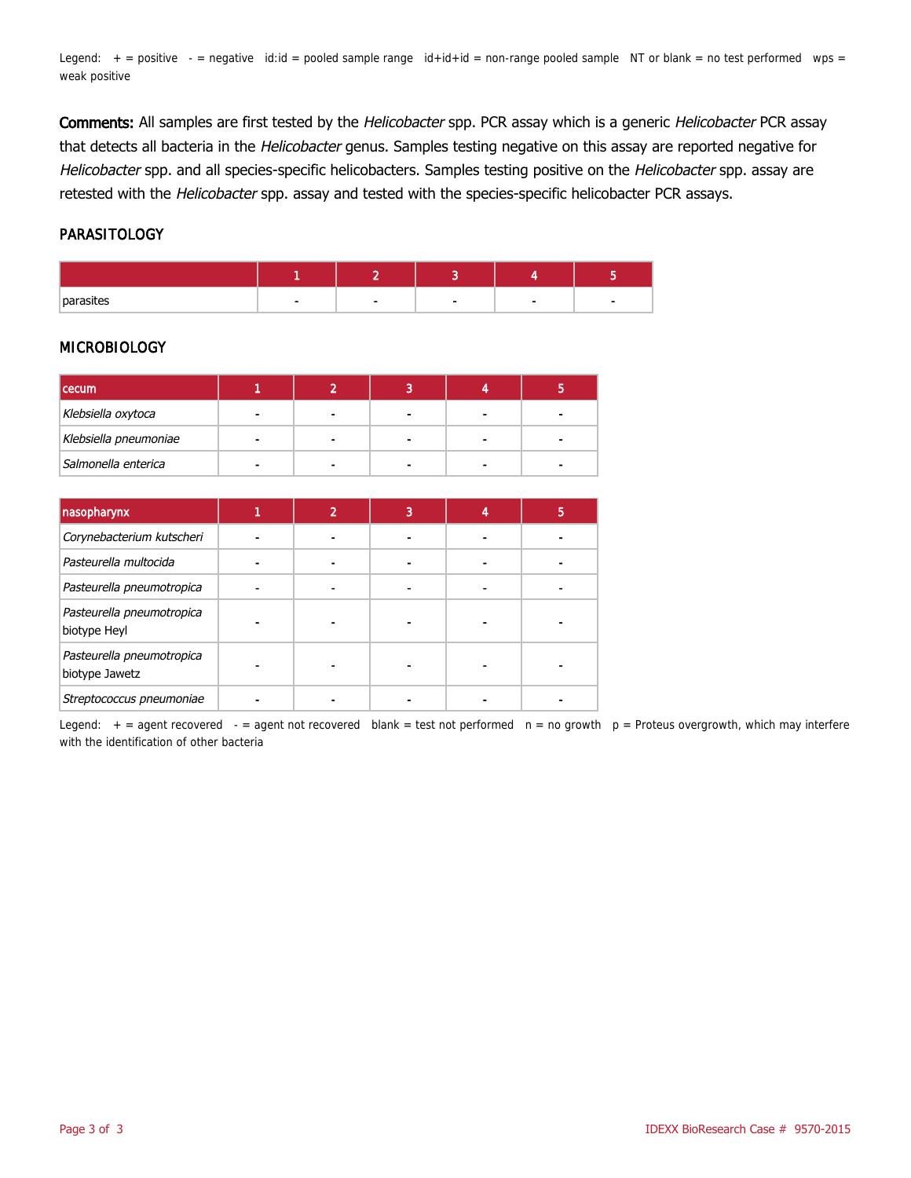Legend: + = positive - = negative id:id = pooled sample range id+id+id = non-range pooled sample NT or blank = no test performed wps = weak positive

**Comments:** All samples are first tested by the *Helicobacter* spp. PCR assay which is a generic *Helicobacter* PCR assay that detects all bacteria in the *Helicobacter* genus. Samples testing negative on this assay are reported negative for *Helicobacter* spp. and all species-specific helicobacters. Samples testing positive on the *Helicobacter* spp. assay are retested with the *Helicobacter* spp. assay and tested with the species-specific helicobacter PCR assays.

## PARASITOLOGY

| | 1 | 2 | 3 | 4 | 5 |
|---|---|---|---|---|---|
| parasites | - | - | - | - | - |

## MICROBIOLOGY

| cecum | 1 | 2 | 3 | 4 | 5 |
|---|---|---|---|---|---|
| *Klebsiella oxytoca* | - | - | - | - | - |
| *Klebsiella pneumoniae* | - | - | - | - | - |
| *Salmonella enterica* | - | - | - | - | - |

| nasopharynx | 1 | 2 | 3 | 4 | 5 |
|---|---|---|---|---|---|
| *Corynebacterium kutscheri* | - | - | - | - | - |
| *Pasteurella multocida* | - | - | - | - | - |
| *Pasteurella pneumotropica* | - | - | - | - | - |
| *Pasteurella pneumotropica* biotype Heyl | - | - | - | - | - |
| *Pasteurella pneumotropica* biotype Jawetz | - | - | - | - | - |
| *Streptococcus pneumoniae* | - | - | - | - | - |

Legend: + = agent recovered - = agent not recovered blank = test not performed n = no growth p = Proteus overgrowth, which may interfere with the identification of other bacteria

IDEXX BioResearch Case # 9570-2015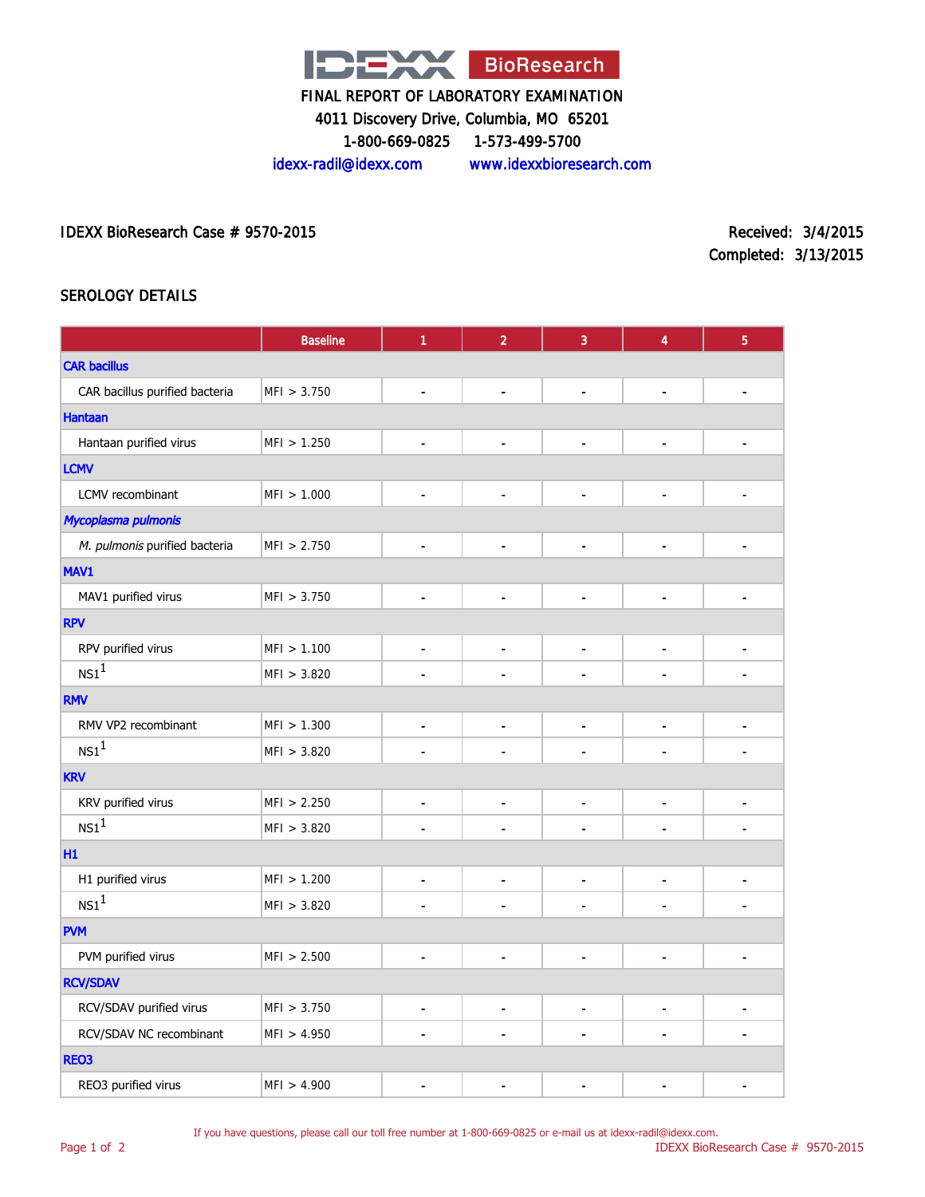# IDEXX BioResearch

FINAL REPORT OF LABORATORY EXAMINATION
4011 Discovery Drive, Columbia, MO 65201
1-800-669-0825 1-573-499-5700
idexx-radil@idexx.com www.idexxbioresearch.com

IDEXX BioResearch Case # 9570-2015

Received: 3/4/2015
Completed: 3/13/2015

## SEROLOGY DETAILS

| | Baseline | 1 | 2 | 3 | 4 | 5 |
|---|---|---|---|---|---|---|
| **CAR bacillus** | | | | | | |
| CAR bacillus purified bacteria | MFI > 3.750 | - | - | - | - | - |
| **Hantaan** | | | | | | |
| Hantaan purified virus | MFI > 1.250 | - | - | - | - | - |
| **LCMV** | | | | | | |
| LCMV recombinant | MFI > 1.000 | - | - | - | - | - |
| ***Mycoplasma pulmonis*** | | | | | | |
| *M. pulmonis* purified bacteria | MFI > 2.750 | - | - | - | - | - |
| **MAV1** | | | | | | |
| MAV1 purified virus | MFI > 3.750 | - | - | - | - | - |
| **RPV** | | | | | | |
| RPV purified virus | MFI > 1.100 | - | - | - | - | - |
| NS1[1] | MFI > 3.820 | - | - | - | - | - |
| **RMV** | | | | | | |
| RMV VP2 recombinant | MFI > 1.300 | - | - | - | - | - |
| NS1[1] | MFI > 3.820 | - | - | - | - | - |
| **KRV** | | | | | | |
| KRV purified virus | MFI > 2.250 | - | - | - | - | - |
| NS1[1] | MFI > 3.820 | - | - | - | - | - |
| **H1** | | | | | | |
| H1 purified virus | MFI > 1.200 | - | - | - | - | - |
| NS1[1] | MFI > 3.820 | - | - | - | - | - |
| **PVM** | | | | | | |
| PVM purified virus | MFI > 2.500 | - | - | - | - | - |
| **RCV/SDAV** | | | | | | |
| RCV/SDAV purified virus | MFI > 3.750 | - | - | - | - | - |
| RCV/SDAV NC recombinant | MFI > 4.950 | - | - | - | - | - |
| **REO3** | | | | | | |
| REO3 purified virus | MFI > 4.900 | - | - | - | - | - |

If you have questions, please call our toll free number at 1-800-669-0825 or e-mail us at idexx-radil@idexx.com.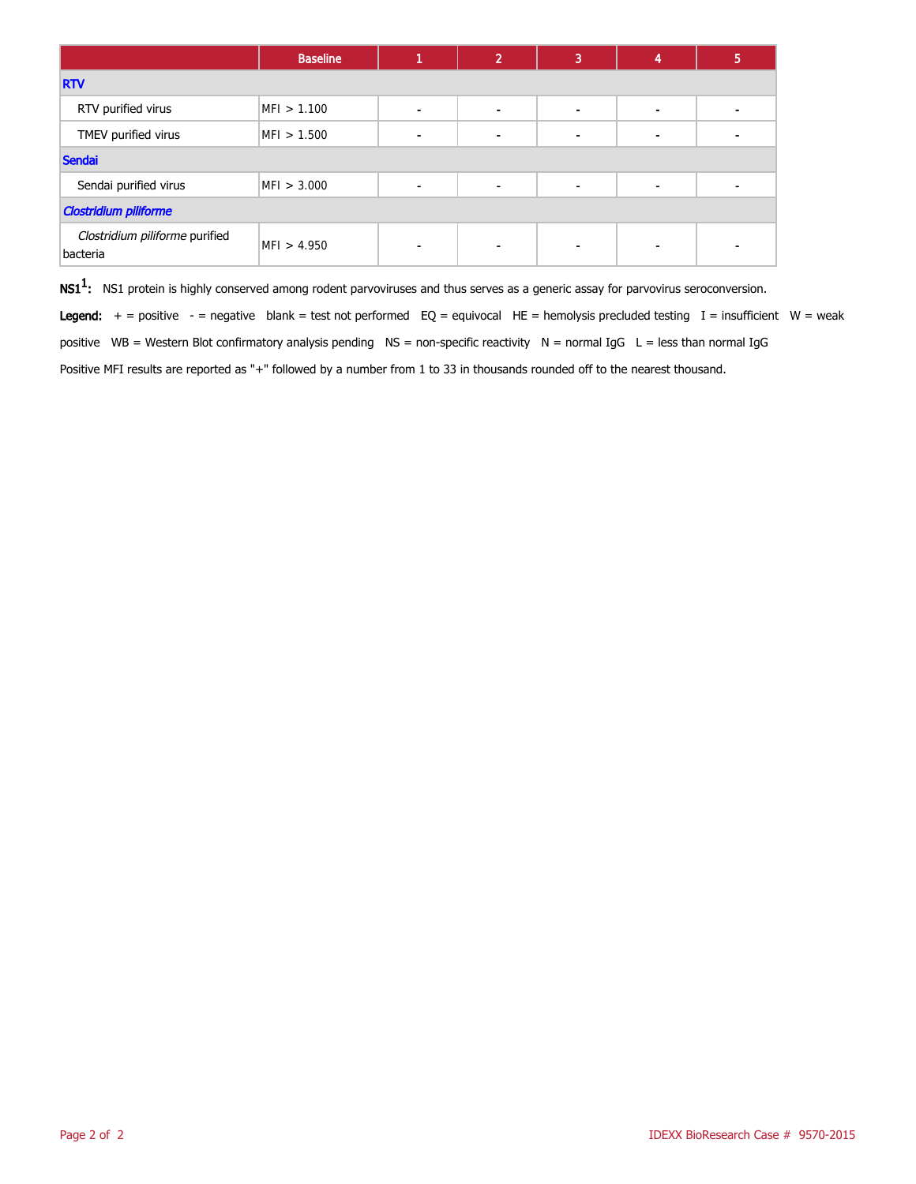| | Baseline | 1 | 2 | 3 | 4 | 5 |
|---|---|---|---|---|---|---|
| **RTV** | | | | | | |
| RTV purified virus | MFI > 1.100 | - | - | - | - | - |
| TMEV purified virus | MFI > 1.500 | - | - | - | - | - |
| **Sendai** | | | | | | |
| Sendai purified virus | MFI > 3.000 | - | - | - | - | - |
| ***Clostridium piliforme*** | | | | | | |
| *Clostridium piliforme* purified bacteria | MFI > 4.950 | - | - | - | - | - |

**NS1[1]:** NS1 protein is highly conserved among rodent parvoviruses and thus serves as a generic assay for parvovirus seroconversion.

**Legend:** + = positive - = negative blank = test not performed EQ = equivocal HE = hemolysis precluded testing I = insufficient W = weak positive WB = Western Blot confirmatory analysis pending NS = non-specific reactivity N = normal IgG L = less than normal IgG

Positive MFI results are reported as "+" followed by a number from 1 to 33 in thousands rounded off to the nearest thousand.

IDEXX BioResearch Case # 9570-2015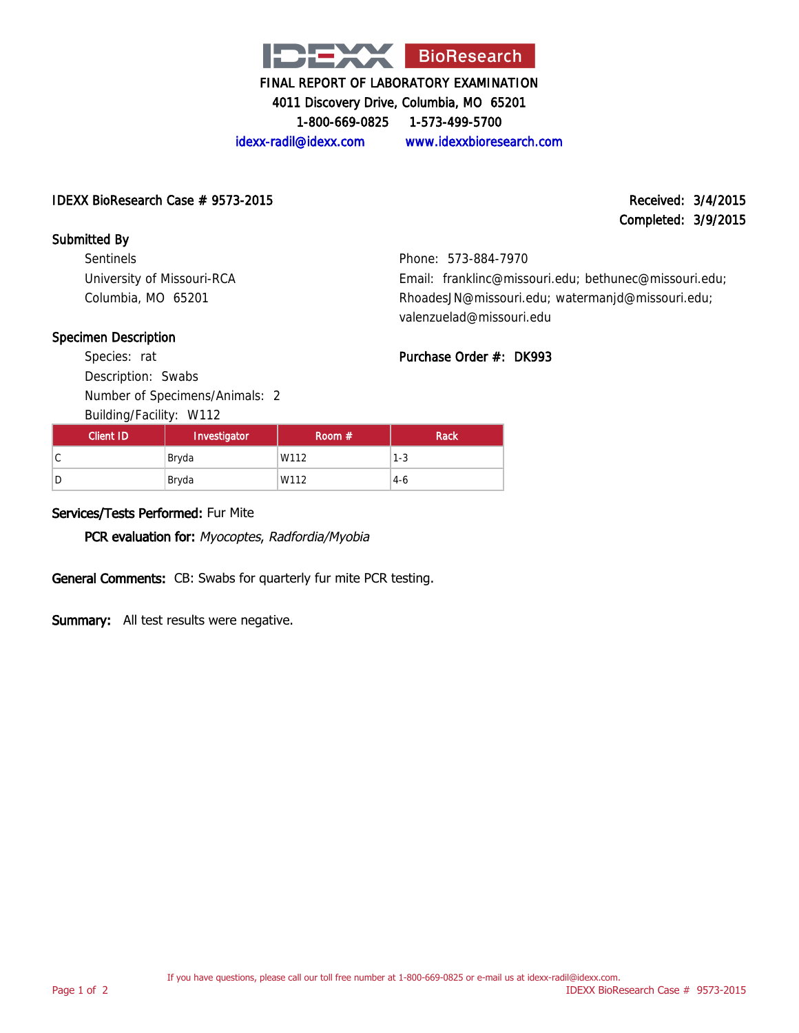IDEXX BioResearch

FINAL REPORT OF LABORATORY EXAMINATION
4011 Discovery Drive, Columbia, MO 65201
1-800-669-0825 1-573-499-5700
idexx-radil@idexx.com www.idexxbioresearch.com

IDEXX BioResearch Case # 9573-2015

Received: 3/4/2015
Completed: 3/9/2015

**Submitted By**

Sentinels
University of Missouri-RCA
Columbia, MO 65201

Phone: 573-884-7970
Email: franklinc@missouri.edu; bethunec@missouri.edu; RhoadesJN@missouri.edu; watermanjd@missouri.edu; valenzuelad@missouri.edu

**Specimen Description**

Species: rat
Description: Swabs
Number of Specimens/Animals: 2
Building/Facility: W112

**Purchase Order #: DK993**

| Client ID | Investigator | Room # | Rack |
|---|---|---|---|
| C | Bryda | W112 | 1-3 |
| D | Bryda | W112 | 4-6 |

**Services/Tests Performed:** Fur Mite

**PCR evaluation for:** *Myocoptes, Radfordia/Myobia*

**General Comments:** CB: Swabs for quarterly fur mite PCR testing.

**Summary:** All test results were negative.

If you have questions, please call our toll free number at 1-800-669-0825 or e-mail us at idexx-radil@idexx.com.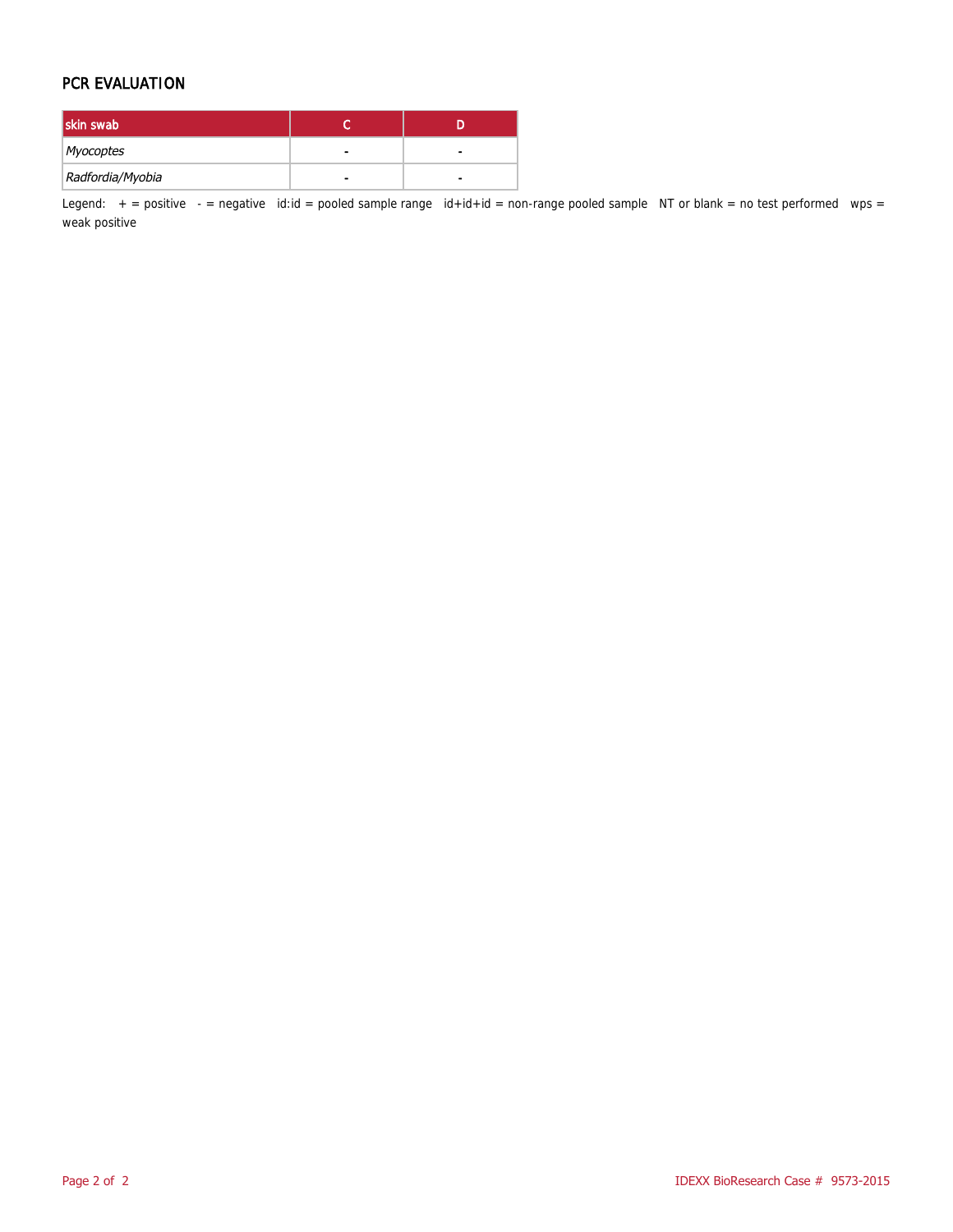## PCR EVALUATION

| skin swab | C | D |
|---|---|---|
| *Myocoptes* | - | - |
| *Radfordia/Myobia* | - | - |

Legend: + = positive - = negative id:id = pooled sample range id+id+id = non-range pooled sample NT or blank = no test performed wps = weak positive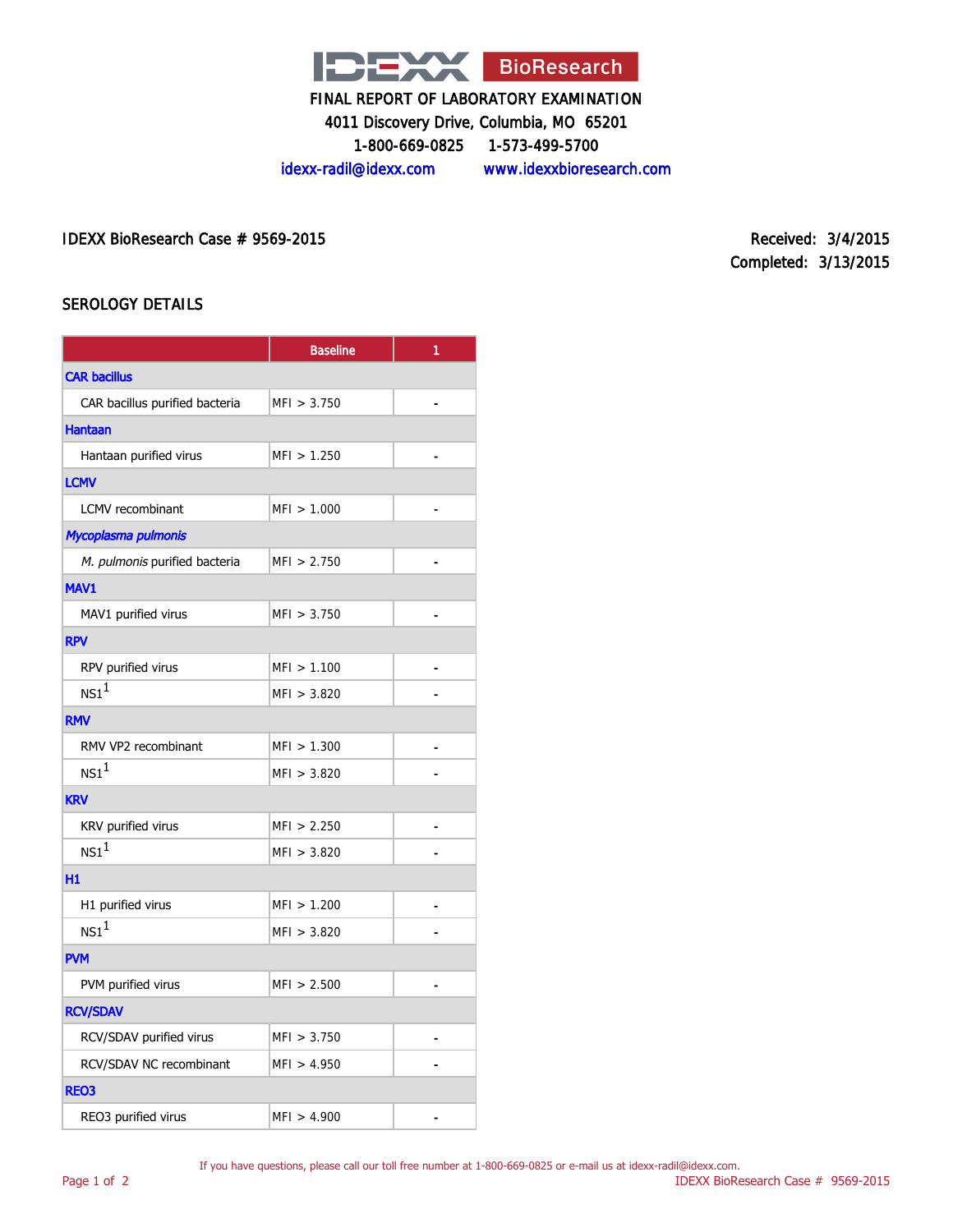IDEXX BioResearch

FINAL REPORT OF LABORATORY EXAMINATION

4011 Discovery Drive, Columbia, MO 65201

1-800-669-0825 1-573-499-5700

idexx-radil@idexx.com www.idexxbioresearch.com

IDEXX BioResearch Case # 9569-2015

Received: 3/4/2015

Completed: 3/13/2015

## SEROLOGY DETAILS

| | Baseline | 1 |
|---|---|---|
| **CAR bacillus** | | |
| CAR bacillus purified bacteria | MFI > 3.750 | - |
| **Hantaan** | | |
| Hantaan purified virus | MFI > 1.250 | - |
| **LCMV** | | |
| LCMV recombinant | MFI > 1.000 | - |
| ***Mycoplasma pulmonis*** | | |
| *M. pulmonis* purified bacteria | MFI > 2.750 | - |
| **MAV1** | | |
| MAV1 purified virus | MFI > 3.750 | - |
| **RPV** | | |
| RPV purified virus | MFI > 1.100 | - |
| NS1[1] | MFI > 3.820 | - |
| **RMV** | | |
| RMV VP2 recombinant | MFI > 1.300 | - |
| NS1[1] | MFI > 3.820 | - |
| **KRV** | | |
| KRV purified virus | MFI > 2.250 | - |
| NS1[1] | MFI > 3.820 | - |
| **H1** | | |
| H1 purified virus | MFI > 1.200 | - |
| NS1[1] | MFI > 3.820 | - |
| **PVM** | | |
| PVM purified virus | MFI > 2.500 | - |
| **RCV/SDAV** | | |
| RCV/SDAV purified virus | MFI > 3.750 | - |
| RCV/SDAV NC recombinant | MFI > 4.950 | - |
| **REO3** | | |
| REO3 purified virus | MFI > 4.900 | - |

If you have questions, please call our toll free number at 1-800-669-0825 or e-mail us at idexx-radil@idexx.com.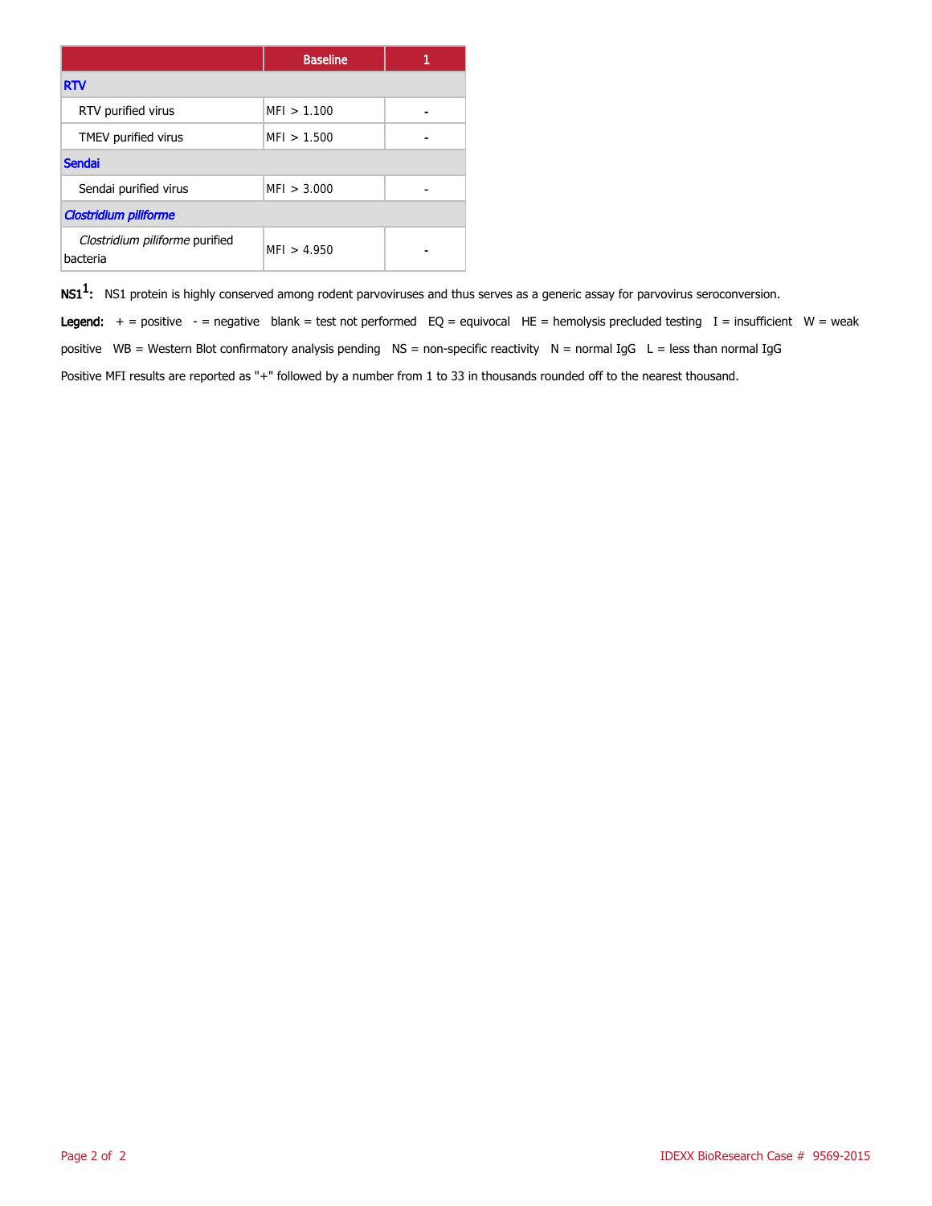| | Baseline | 1 |
|---|---|---|
| **RTV** | | |
| RTV purified virus | MFI > 1.100 | - |
| TMEV purified virus | MFI > 1.500 | - |
| **Sendai** | | |
| Sendai purified virus | MFI > 3.000 | - |
| ***Clostridium piliforme*** | | |
| *Clostridium piliforme* purified bacteria | MFI > 4.950 | - |

**NS1[1]:** NS1 protein is highly conserved among rodent parvoviruses and thus serves as a generic assay for parvovirus seroconversion.

**Legend:** + = positive - = negative blank = test not performed EQ = equivocal HE = hemolysis precluded testing I = insufficient W = weak positive WB = Western Blot confirmatory analysis pending NS = non-specific reactivity N = normal IgG L = less than normal IgG

Positive MFI results are reported as "+" followed by a number from 1 to 33 in thousands rounded off to the nearest thousand.

IDEXX BioResearch Case # 9569-2015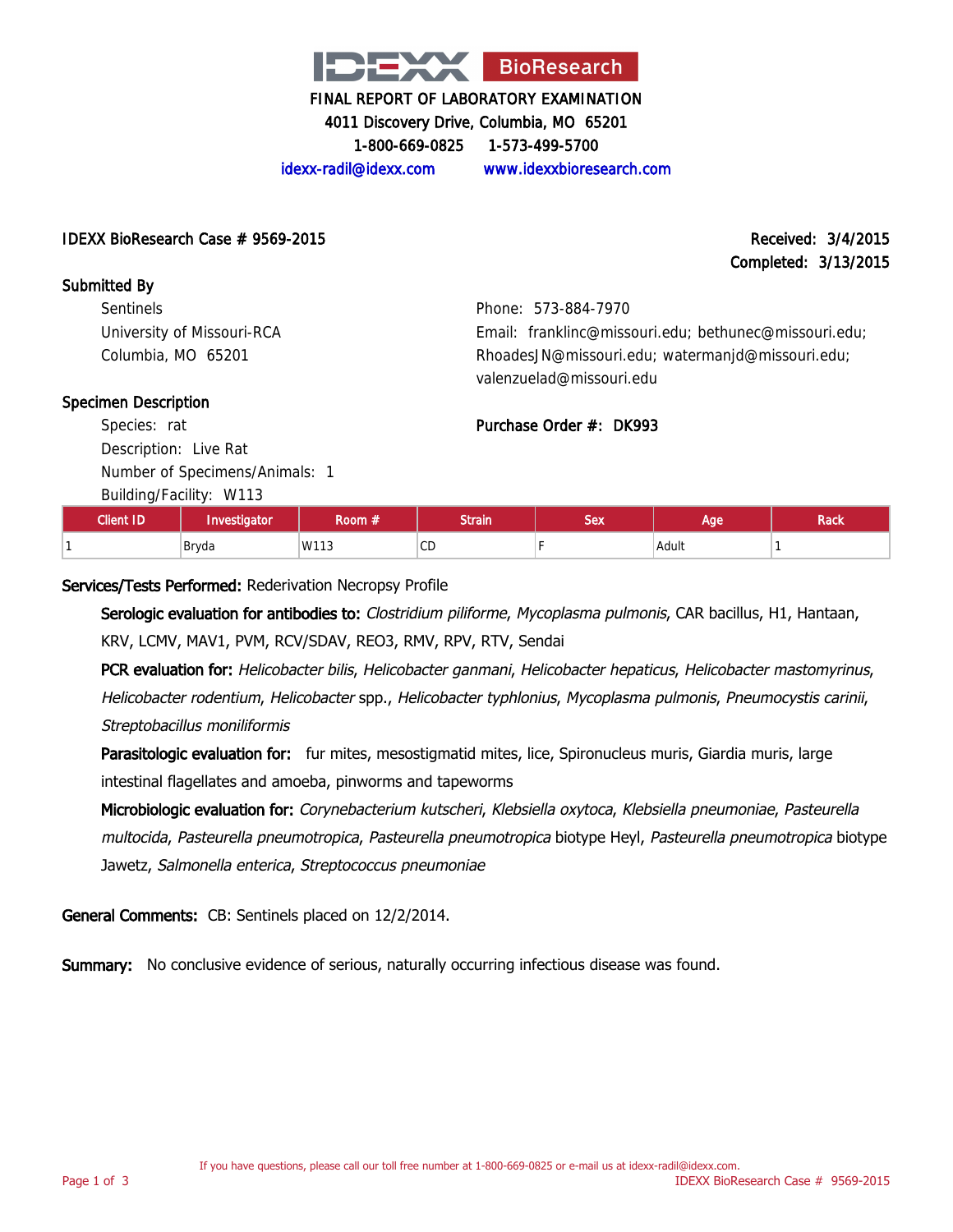IDEXX BioResearch

FINAL REPORT OF LABORATORY EXAMINATION

4011 Discovery Drive, Columbia, MO 65201

1-800-669-0825 1-573-499-5700

idexx-radil@idexx.com www.idexxbioresearch.com

**IDEXX BioResearch Case # 9569-2015**

Received: 3/4/2015
Completed: 3/13/2015

**Submitted By**

Sentinels
University of Missouri-RCA
Columbia, MO 65201

Phone: 573-884-7970
Email: franklinc@missouri.edu; bethunec@missouri.edu; RhoadesJN@missouri.edu; watermanjd@missouri.edu; valenzuelad@missouri.edu

**Specimen Description**

Species: rat
Description: Live Rat
Number of Specimens/Animals: 1
Building/Facility: W113

**Purchase Order #: DK993**

| Client ID | Investigator | Room # | Strain | Sex | Age | Rack |
|---|---|---|---|---|---|---|
| 1 | Bryda | W113 | CD | F | Adult | 1 |

**Services/Tests Performed:** Rederivation Necropsy Profile

**Serologic evaluation for antibodies to:** *Clostridium piliforme*, *Mycoplasma pulmonis*, CAR bacillus, H1, Hantaan, KRV, LCMV, MAV1, PVM, RCV/SDAV, REO3, RMV, RPV, RTV, Sendai

**PCR evaluation for:** *Helicobacter bilis*, *Helicobacter ganmani*, *Helicobacter hepaticus*, *Helicobacter mastomyrinus*, *Helicobacter rodentium*, *Helicobacter* spp., *Helicobacter typhlonius*, *Mycoplasma pulmonis*, *Pneumocystis carinii*, *Streptobacillus moniliformis*

**Parasitologic evaluation for:** fur mites, mesostigmatid mites, lice, Spironucleus muris, Giardia muris, large intestinal flagellates and amoeba, pinworms and tapeworms

**Microbiologic evaluation for:** *Corynebacterium kutscheri*, *Klebsiella oxytoca*, *Klebsiella pneumoniae*, *Pasteurella multocida*, *Pasteurella pneumotropica*, *Pasteurella pneumotropica* biotype Heyl, *Pasteurella pneumotropica* biotype Jawetz, *Salmonella enterica*, *Streptococcus pneumoniae*

**General Comments:** CB: Sentinels placed on 12/2/2014.

**Summary:** No conclusive evidence of serious, naturally occurring infectious disease was found.

If you have questions, please call our toll free number at 1-800-669-0825 or e-mail us at idexx-radil@idexx.com.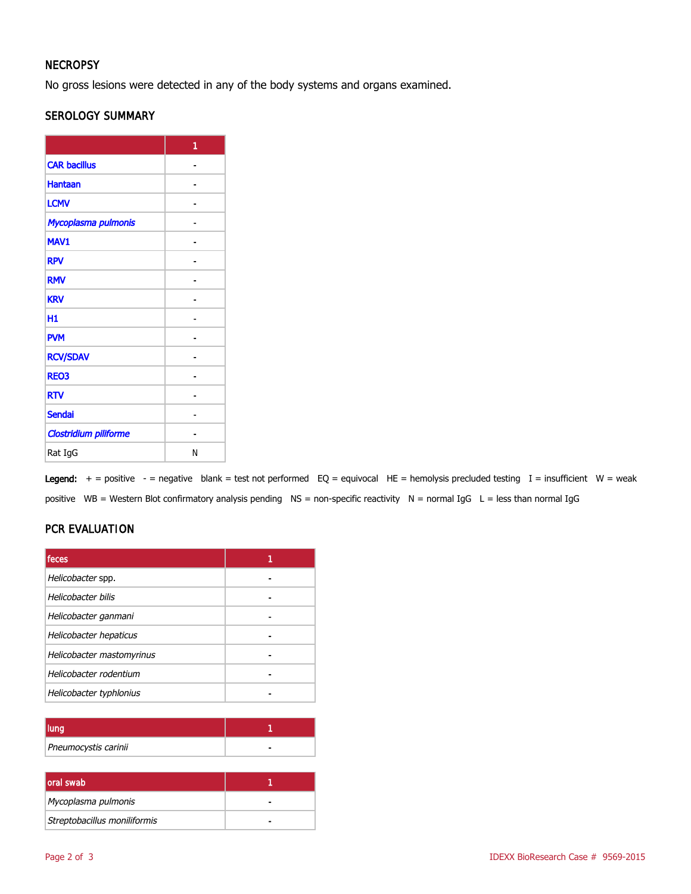## NECROPSY

No gross lesions were detected in any of the body systems and organs examined.

## SEROLOGY SUMMARY

| | 1 |
|---|---|
| CAR bacillus | - |
| Hantaan | - |
| LCMV | - |
| *Mycoplasma pulmonis* | - |
| MAV1 | - |
| RPV | - |
| RMV | - |
| KRV | - |
| H1 | - |
| PVM | - |
| RCV/SDAV | - |
| REO3 | - |
| RTV | - |
| Sendai | - |
| *Clostridium piliforme* | - |
| Rat IgG | N |

**Legend:** + = positive - = negative blank = test not performed EQ = equivocal HE = hemolysis precluded testing I = insufficient W = weak positive WB = Western Blot confirmatory analysis pending NS = non-specific reactivity N = normal IgG L = less than normal IgG

## PCR EVALUATION

| feces | 1 |
|---|---|
| *Helicobacter* spp. | - |
| *Helicobacter bilis* | - |
| *Helicobacter ganmani* | - |
| *Helicobacter hepaticus* | - |
| *Helicobacter mastomyrinus* | - |
| *Helicobacter rodentium* | - |
| *Helicobacter typhlonius* | - |

| lung | 1 |
|---|---|
| *Pneumocystis carinii* | - |

| oral swab | 1 |
|---|---|
| *Mycoplasma pulmonis* | - |
| *Streptobacillus moniliformis* | - |

IDEXX BioResearch Case # 9569-2015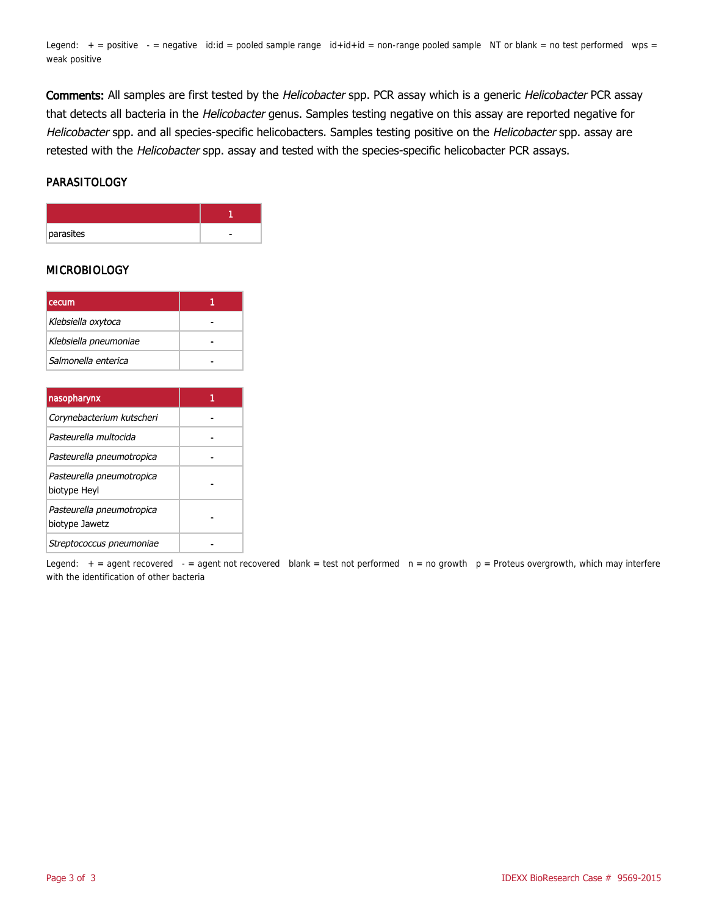Legend: + = positive - = negative id:id = pooled sample range id+id+id = non-range pooled sample NT or blank = no test performed wps = weak positive

**Comments:** All samples are first tested by the *Helicobacter* spp. PCR assay which is a generic *Helicobacter* PCR assay that detects all bacteria in the *Helicobacter* genus. Samples testing negative on this assay are reported negative for *Helicobacter* spp. and all species-specific helicobacters. Samples testing positive on the *Helicobacter* spp. assay are retested with the *Helicobacter* spp. assay and tested with the species-specific helicobacter PCR assays.

## PARASITOLOGY

| | 1 |
|---|---|
| parasites | - |

## MICROBIOLOGY

| cecum | 1 |
|---|---|
| *Klebsiella oxytoca* | - |
| *Klebsiella pneumoniae* | - |
| *Salmonella enterica* | - |

| nasopharynx | 1 |
|---|---|
| *Corynebacterium kutscheri* | - |
| *Pasteurella multocida* | - |
| *Pasteurella pneumotropica* | - |
| *Pasteurella pneumotropica* biotype Heyl | - |
| *Pasteurella pneumotropica* biotype Jawetz | - |
| *Streptococcus pneumoniae* | - |

Legend: + = agent recovered - = agent not recovered blank = test not performed n = no growth p = Proteus overgrowth, which may interfere with the identification of other bacteria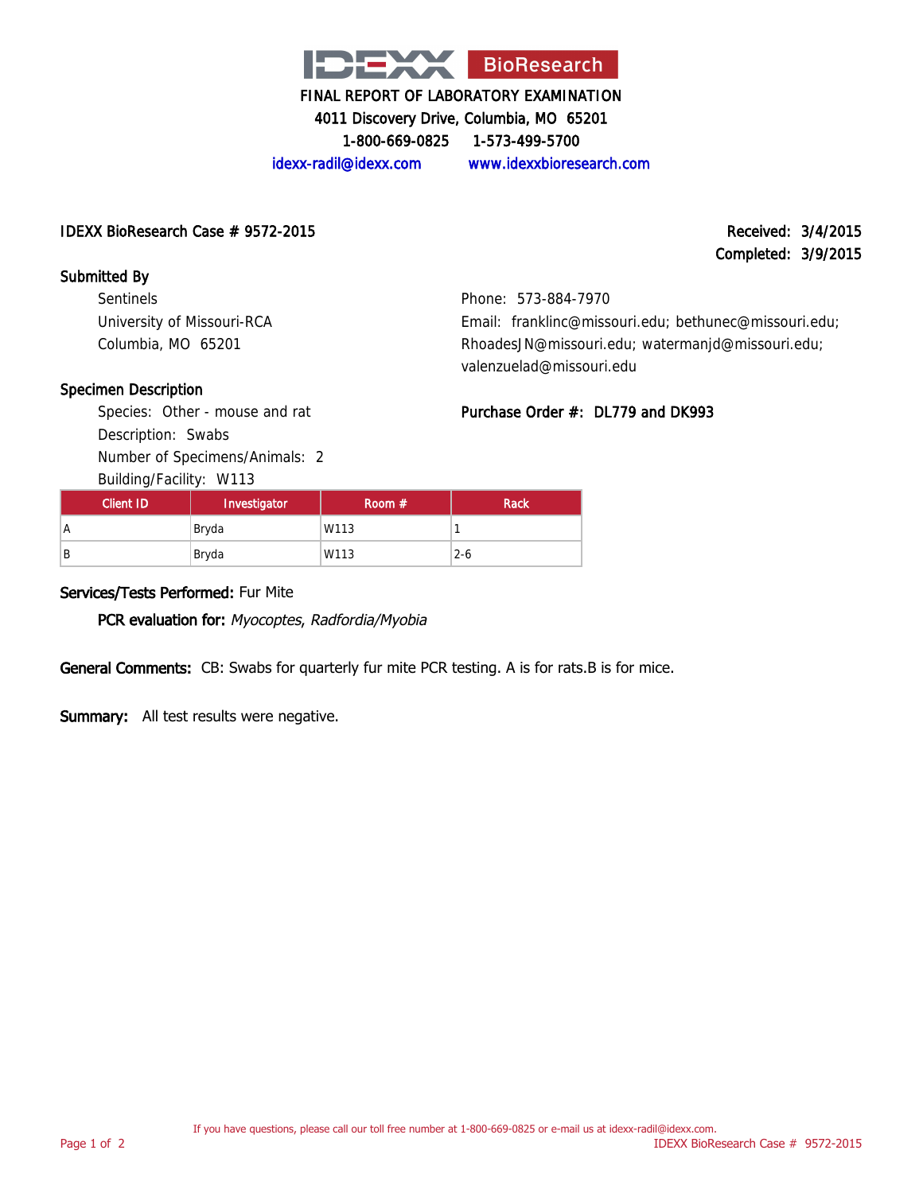IDEXX BioResearch

FINAL REPORT OF LABORATORY EXAMINATION
4011 Discovery Drive, Columbia, MO 65201
1-800-669-0825 1-573-499-5700
idexx-radil@idexx.com www.idexxbioresearch.com

**IDEXX BioResearch Case # 9572-2015**

Received: 3/4/2015
Completed: 3/9/2015

**Submitted By**

Sentinels
University of Missouri-RCA
Columbia, MO 65201

Phone: 573-884-7970
Email: franklinc@missouri.edu; bethunec@missouri.edu; RhoadesJN@missouri.edu; watermanjd@missouri.edu; valenzuelad@missouri.edu

**Specimen Description**

Species: Other - mouse and rat
Description: Swabs
Number of Specimens/Animals: 2
Building/Facility: W113

**Purchase Order #: DL779 and DK993**

| Client ID | Investigator | Room # | Rack |
|---|---|---|---|
| A | Bryda | W113 | 1 |
| B | Bryda | W113 | 2-6 |

**Services/Tests Performed:** Fur Mite

**PCR evaluation for:** *Myocoptes*, *Radfordia/Myobia*

**General Comments:** CB: Swabs for quarterly fur mite PCR testing. A is for rats.B is for mice.

**Summary:** All test results were negative.

If you have questions, please call our toll free number at 1-800-669-0825 or e-mail us at idexx-radil@idexx.com.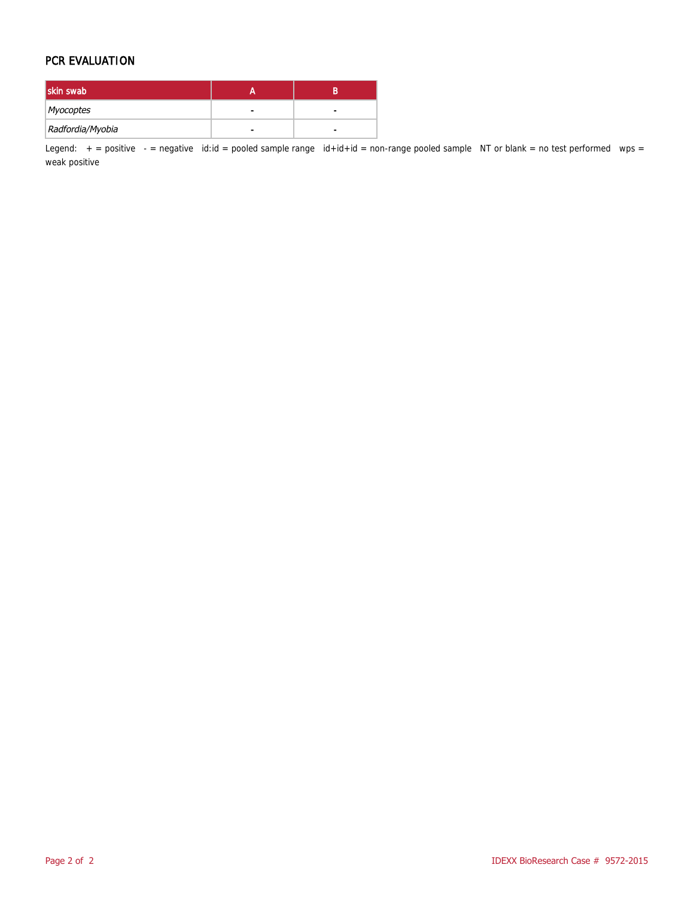## PCR EVALUATION

| skin swab | A | B |
|---|---|---|
| *Myocoptes* | - | - |
| *Radfordia/Myobia* | - | - |

Legend: + = positive - = negative id:id = pooled sample range id+id+id = non-range pooled sample NT or blank = no test performed wps = weak positive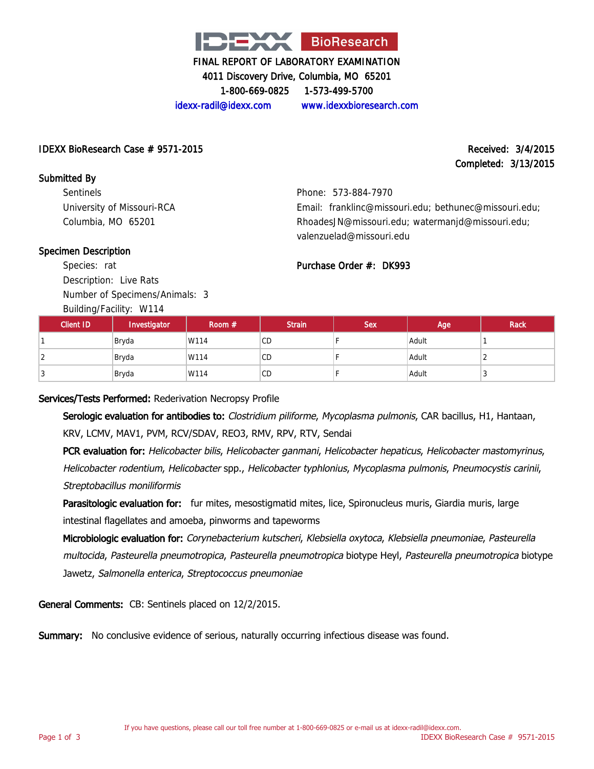# FINAL REPORT OF LABORATORY EXAMINATION

4011 Discovery Drive, Columbia, MO 65201

1-800-669-0825 1-573-499-5700

idexx-radil@idexx.com www.idexxbioresearch.com

**IDEXX BioResearch Case # 9571-2015**

Received: 3/4/2015
Completed: 3/13/2015

**Submitted By**

Sentinels
University of Missouri-RCA
Columbia, MO 65201

Phone: 573-884-7970
Email: franklinc@missouri.edu; bethunec@missouri.edu; RhoadesJN@missouri.edu; watermanjd@missouri.edu; valenzuelad@missouri.edu

**Specimen Description**

Species: rat
Description: Live Rats
Number of Specimens/Animals: 3
Building/Facility: W114

**Purchase Order #: DK993**

| Client ID | Investigator | Room # | Strain | Sex | Age | Rack |
|---|---|---|---|---|---|---|
| 1 | Bryda | W114 | CD | F | Adult | 1 |
| 2 | Bryda | W114 | CD | F | Adult | 2 |
| 3 | Bryda | W114 | CD | F | Adult | 3 |

**Services/Tests Performed:** Rederivation Necropsy Profile

**Serologic evaluation for antibodies to:** *Clostridium piliforme*, *Mycoplasma pulmonis*, CAR bacillus, H1, Hantaan, KRV, LCMV, MAV1, PVM, RCV/SDAV, REO3, RMV, RPV, RTV, Sendai

**PCR evaluation for:** *Helicobacter bilis*, *Helicobacter ganmani*, *Helicobacter hepaticus*, *Helicobacter mastomyrinus*, *Helicobacter rodentium*, *Helicobacter* spp., *Helicobacter typhlonius*, *Mycoplasma pulmonis*, *Pneumocystis carinii*, *Streptobacillus moniliformis*

**Parasitologic evaluation for:** fur mites, mesostigmatid mites, lice, Spironucleus muris, Giardia muris, large intestinal flagellates and amoeba, pinworms and tapeworms

**Microbiologic evaluation for:** *Corynebacterium kutscheri*, *Klebsiella oxytoca*, *Klebsiella pneumoniae*, *Pasteurella multocida*, *Pasteurella pneumotropica*, *Pasteurella pneumotropica* biotype Heyl, *Pasteurella pneumotropica* biotype Jawetz, *Salmonella enterica*, *Streptococcus pneumoniae*

**General Comments:** CB: Sentinels placed on 12/2/2015.

**Summary:** No conclusive evidence of serious, naturally occurring infectious disease was found.

If you have questions, please call our toll free number at 1-800-669-0825 or e-mail us at idexx-radil@idexx.com.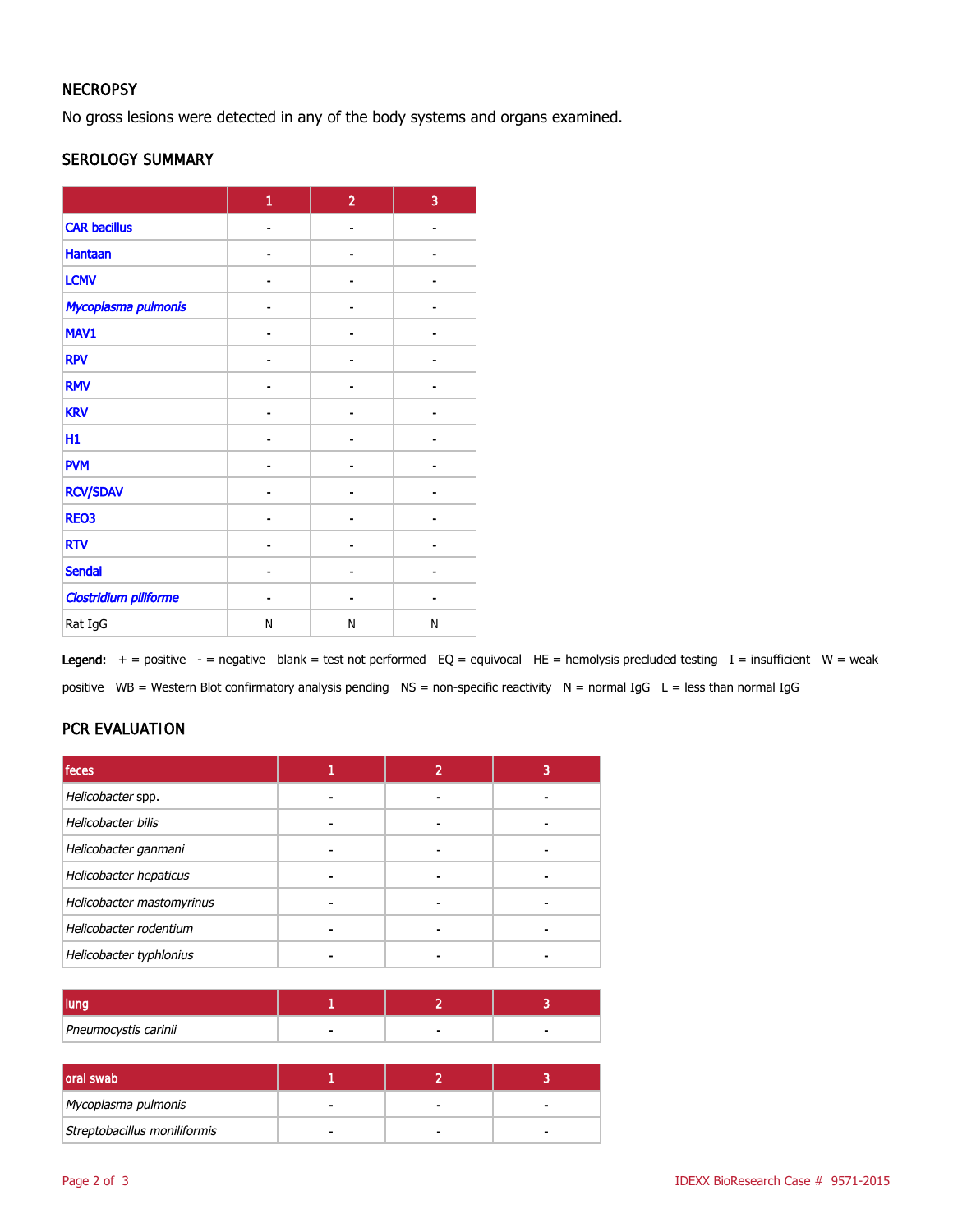## NECROPSY

No gross lesions were detected in any of the body systems and organs examined.

## SEROLOGY SUMMARY

| | 1 | 2 | 3 |
|---|---|---|---|
| CAR bacillus | - | - | - |
| Hantaan | - | - | - |
| LCMV | - | - | - |
| *Mycoplasma pulmonis* | - | - | - |
| MAV1 | - | - | - |
| RPV | - | - | - |
| RMV | - | - | - |
| KRV | - | - | - |
| H1 | - | - | - |
| PVM | - | - | - |
| RCV/SDAV | - | - | - |
| REO3 | - | - | - |
| RTV | - | - | - |
| Sendai | - | - | - |
| *Clostridium piliforme* | - | - | - |
| Rat IgG | N | N | N |

**Legend:** + = positive - = negative blank = test not performed EQ = equivocal HE = hemolysis precluded testing I = insufficient W = weak positive WB = Western Blot confirmatory analysis pending NS = non-specific reactivity N = normal IgG L = less than normal IgG

## PCR EVALUATION

| feces | 1 | 2 | 3 |
|---|---|---|---|
| *Helicobacter* spp. | - | - | - |
| *Helicobacter bilis* | - | - | - |
| *Helicobacter ganmani* | - | - | - |
| *Helicobacter hepaticus* | - | - | - |
| *Helicobacter mastomyrinus* | - | - | - |
| *Helicobacter rodentium* | - | - | - |
| *Helicobacter typhlonius* | - | - | - |

| lung | 1 | 2 | 3 |
|---|---|---|---|
| *Pneumocystis carinii* | - | - | - |

| oral swab | 1 | 2 | 3 |
|---|---|---|---|
| *Mycoplasma pulmonis* | - | - | - |
| *Streptobacillus moniliformis* | - | - | - |

IDEXX BioResearch Case # 9571-2015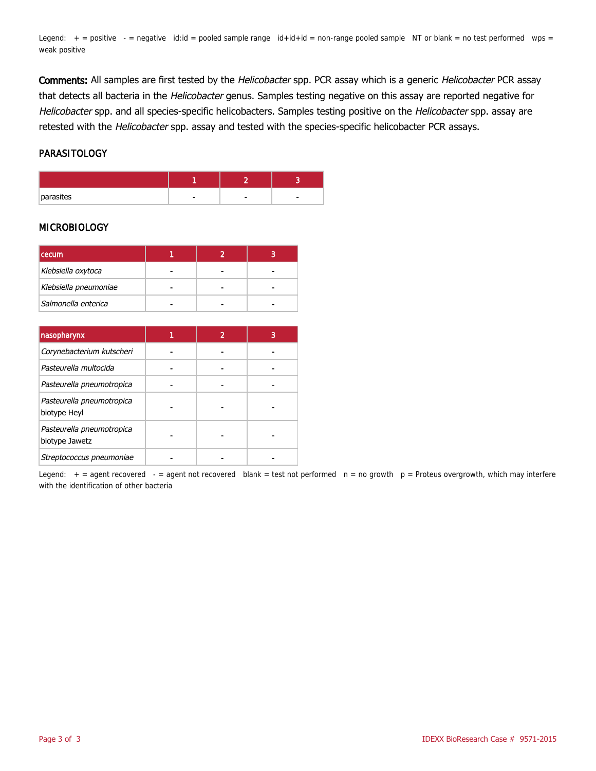Legend: + = positive - = negative id:id = pooled sample range id+id+id = non-range pooled sample NT or blank = no test performed wps = weak positive

**Comments:** All samples are first tested by the *Helicobacter* spp. PCR assay which is a generic *Helicobacter* PCR assay that detects all bacteria in the *Helicobacter* genus. Samples testing negative on this assay are reported negative for *Helicobacter* spp. and all species-specific helicobacters. Samples testing positive on the *Helicobacter* spp. assay are retested with the *Helicobacter* spp. assay and tested with the species-specific helicobacter PCR assays.

## PARASITOLOGY

| | 1 | 2 | 3 |
|---|---|---|---|
| parasites | - | - | - |

## MICROBIOLOGY

| cecum | 1 | 2 | 3 |
|---|---|---|---|
| *Klebsiella oxytoca* | - | - | - |
| *Klebsiella pneumoniae* | - | - | - |
| *Salmonella enterica* | - | - | - |

| nasopharynx | 1 | 2 | 3 |
|---|---|---|---|
| *Corynebacterium kutscheri* | - | - | - |
| *Pasteurella multocida* | - | - | - |
| *Pasteurella pneumotropica* | - | - | - |
| *Pasteurella pneumotropica* biotype Heyl | - | - | - |
| *Pasteurella pneumotropica* biotype Jawetz | - | - | - |
| *Streptococcus pneumoniae* | - | - | - |

Legend: + = agent recovered - = agent not recovered blank = test not performed n = no growth p = Proteus overgrowth, which may interfere with the identification of other bacteria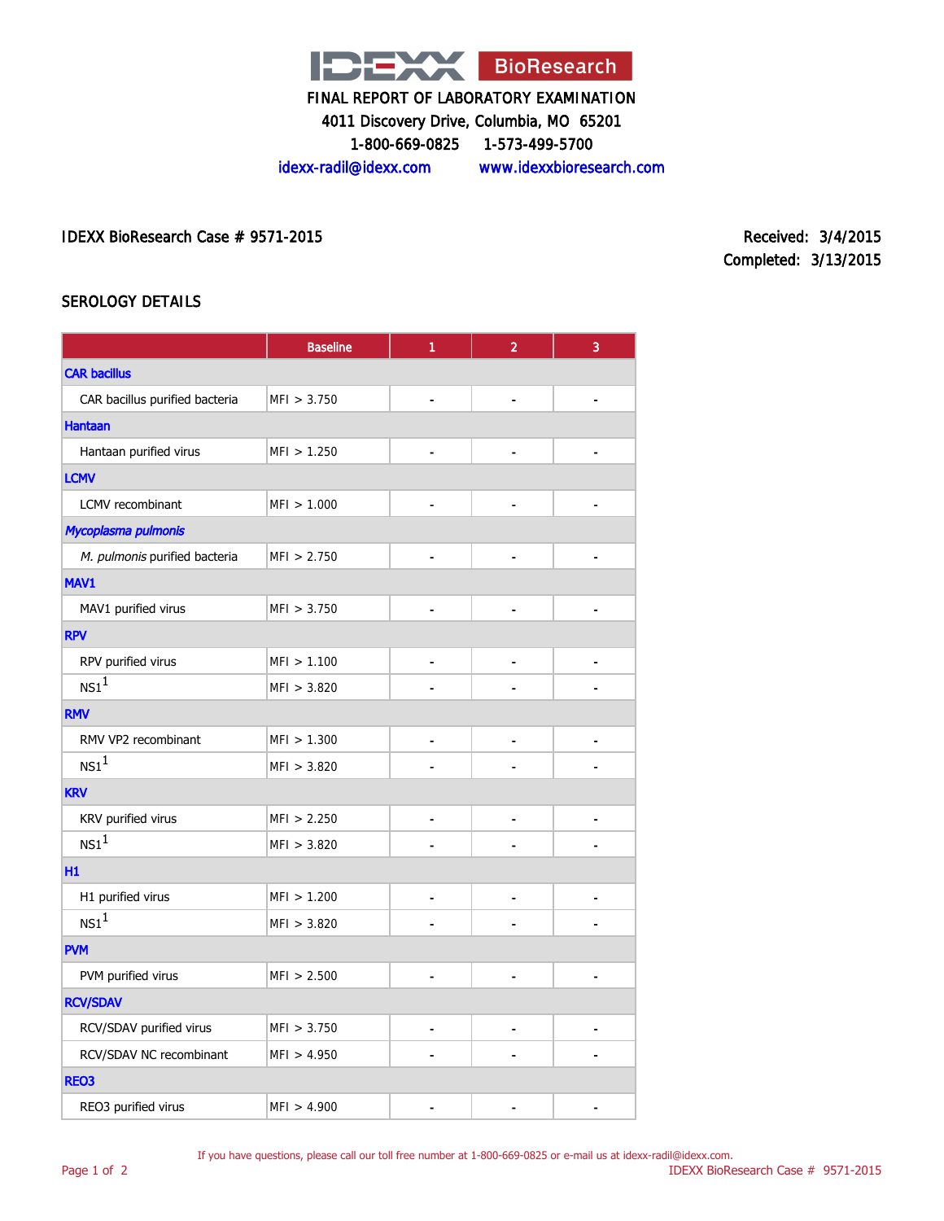IDEXX BioResearch

FINAL REPORT OF LABORATORY EXAMINATION

4011 Discovery Drive, Columbia, MO 65201

1-800-669-0825 1-573-499-5700

idexx-radil@idexx.com www.idexxbioresearch.com

IDEXX BioResearch Case # 9571-2015

Received: 3/4/2015
Completed: 3/13/2015

## SEROLOGY DETAILS

| | Baseline | 1 | 2 | 3 |
|---|---|---|---|---|
| **CAR bacillus** | | | | |
| CAR bacillus purified bacteria | MFI > 3.750 | - | - | - |
| **Hantaan** | | | | |
| Hantaan purified virus | MFI > 1.250 | - | - | - |
| **LCMV** | | | | |
| LCMV recombinant | MFI > 1.000 | - | - | - |
| ***Mycoplasma pulmonis*** | | | | |
| *M. pulmonis* purified bacteria | MFI > 2.750 | - | - | - |
| **MAV1** | | | | |
| MAV1 purified virus | MFI > 3.750 | - | - | - |
| **RPV** | | | | |
| RPV purified virus | MFI > 1.100 | - | - | - |
| NS1[1] | MFI > 3.820 | - | - | - |
| **RMV** | | | | |
| RMV VP2 recombinant | MFI > 1.300 | - | - | - |
| NS1[1] | MFI > 3.820 | - | - | - |
| **KRV** | | | | |
| KRV purified virus | MFI > 2.250 | - | - | - |
| NS1[1] | MFI > 3.820 | - | - | - |
| **H1** | | | | |
| H1 purified virus | MFI > 1.200 | - | - | - |
| NS1[1] | MFI > 3.820 | - | - | - |
| **PVM** | | | | |
| PVM purified virus | MFI > 2.500 | - | - | - |
| **RCV/SDAV** | | | | |
| RCV/SDAV purified virus | MFI > 3.750 | - | - | - |
| RCV/SDAV NC recombinant | MFI > 4.950 | - | - | - |
| **REO3** | | | | |
| REO3 purified virus | MFI > 4.900 | - | - | - |

If you have questions, please call our toll free number at 1-800-669-0825 or e-mail us at idexx-radil@idexx.com.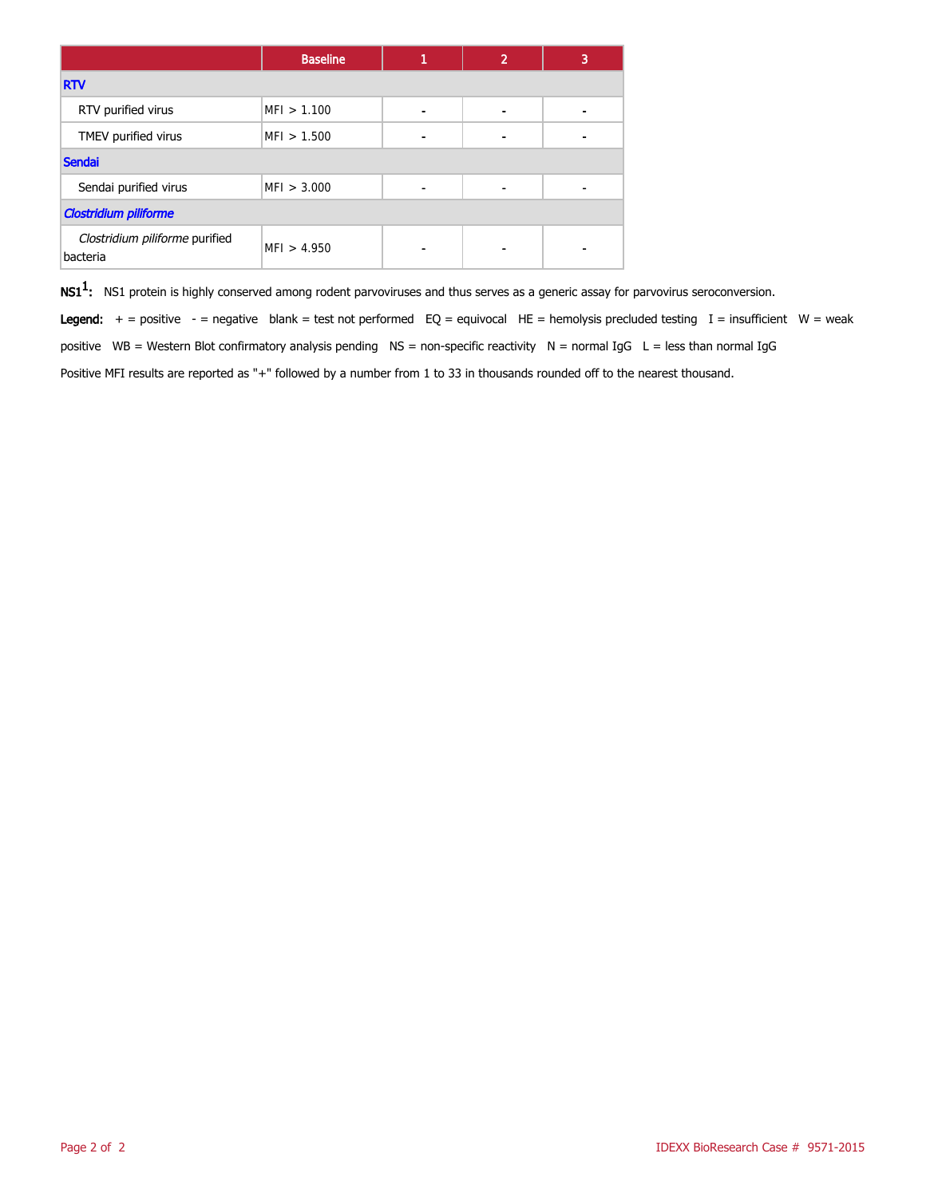| | Baseline | 1 | 2 | 3 |
|---|---|---|---|---|
| **RTV** | | | | |
| RTV purified virus | MFI > 1.100 | - | - | - |
| TMEV purified virus | MFI > 1.500 | - | - | - |
| **Sendai** | | | | |
| Sendai purified virus | MFI > 3.000 | - | - | - |
| ***Clostridium piliforme*** | | | | |
| *Clostridium piliforme* purified bacteria | MFI > 4.950 | - | - | - |

**NS1[1]:** NS1 protein is highly conserved among rodent parvoviruses and thus serves as a generic assay for parvovirus seroconversion.

**Legend:** + = positive - = negative blank = test not performed EQ = equivocal HE = hemolysis precluded testing I = insufficient W = weak positive WB = Western Blot confirmatory analysis pending NS = non-specific reactivity N = normal IgG L = less than normal IgG

Positive MFI results are reported as "+" followed by a number from 1 to 33 in thousands rounded off to the nearest thousand.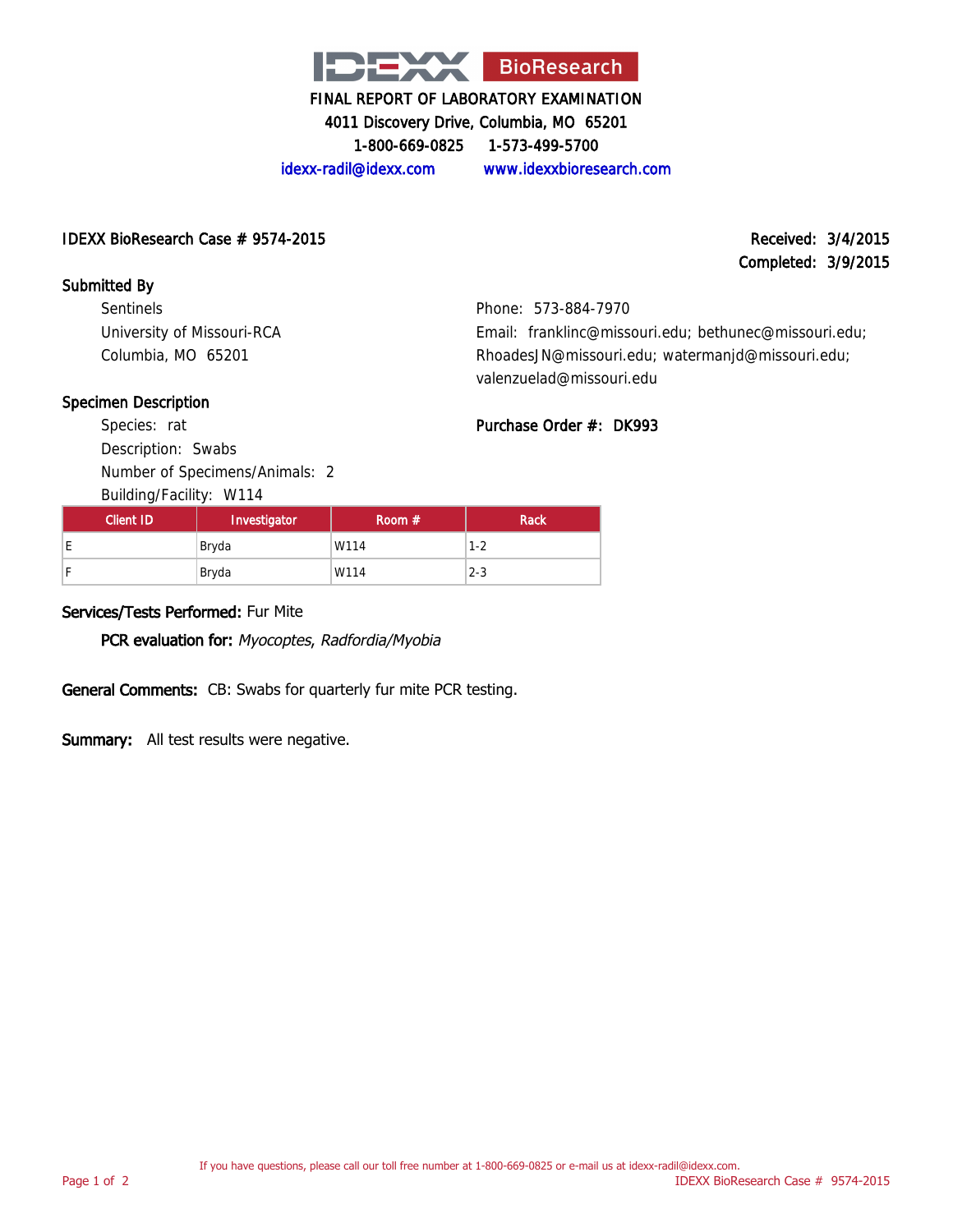# IDEXX BioResearch

FINAL REPORT OF LABORATORY EXAMINATION
4011 Discovery Drive, Columbia, MO 65201
1-800-669-0825  1-573-499-5700
idexx-radil@idexx.com  www.idexxbioresearch.com

IDEXX BioResearch Case # 9574-2015

Received: 3/4/2015
Completed: 3/9/2015

**Submitted By**

Sentinels
University of Missouri-RCA
Columbia, MO 65201

Phone: 573-884-7970
Email: franklinc@missouri.edu; bethunec@missouri.edu; RhoadesJN@missouri.edu; watermanjd@missouri.edu; valenzuelad@missouri.edu

**Specimen Description**

Species: rat
Description: Swabs
Number of Specimens/Animals: 2
Building/Facility: W114

**Purchase Order #: DK993**

| Client ID | Investigator | Room # | Rack |
|---|---|---|---|
| E | Bryda | W114 | 1-2 |
| F | Bryda | W114 | 2-3 |

**Services/Tests Performed:** Fur Mite

**PCR evaluation for:** *Myocoptes, Radfordia/Myobia*

**General Comments:** CB: Swabs for quarterly fur mite PCR testing.

**Summary:** All test results were negative.

If you have questions, please call our toll free number at 1-800-669-0825 or e-mail us at idexx-radil@idexx.com.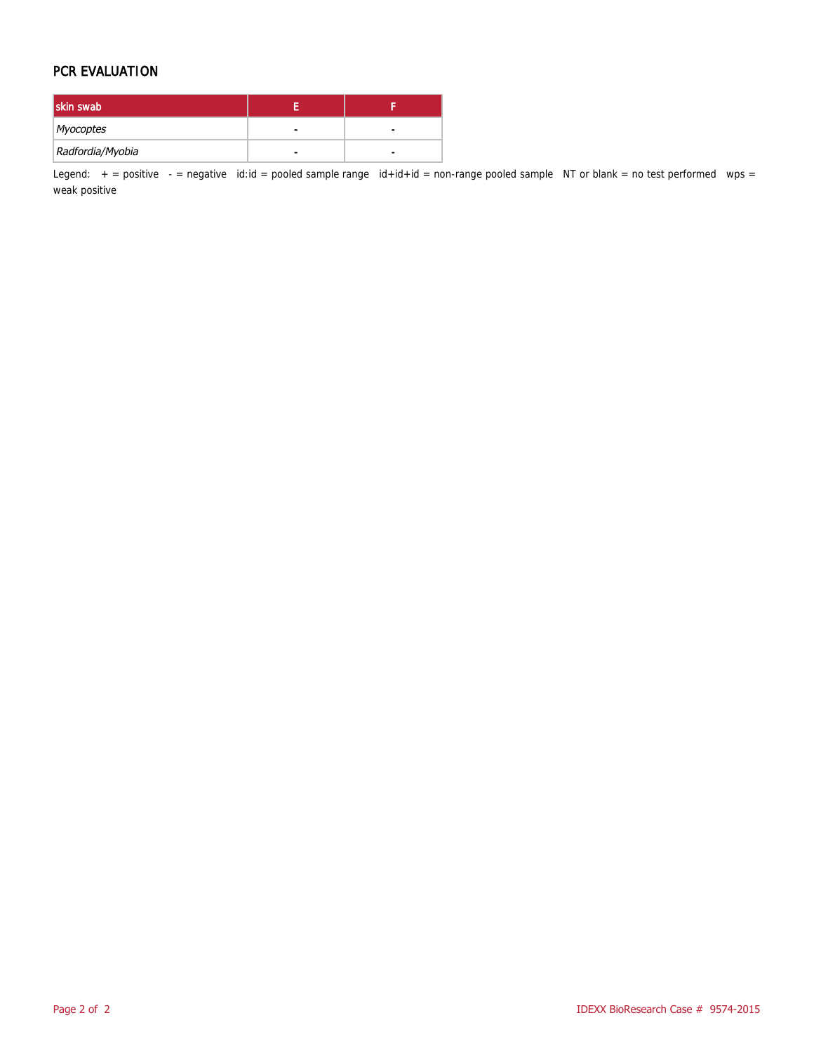## PCR EVALUATION

| skin swab | E | F |
|---|---|---|
| *Myocoptes* | - | - |
| *Radfordia/Myobia* | - | - |

Legend: + = positive - = negative id:id = pooled sample range id+id+id = non-range pooled sample NT or blank = no test performed wps = weak positive